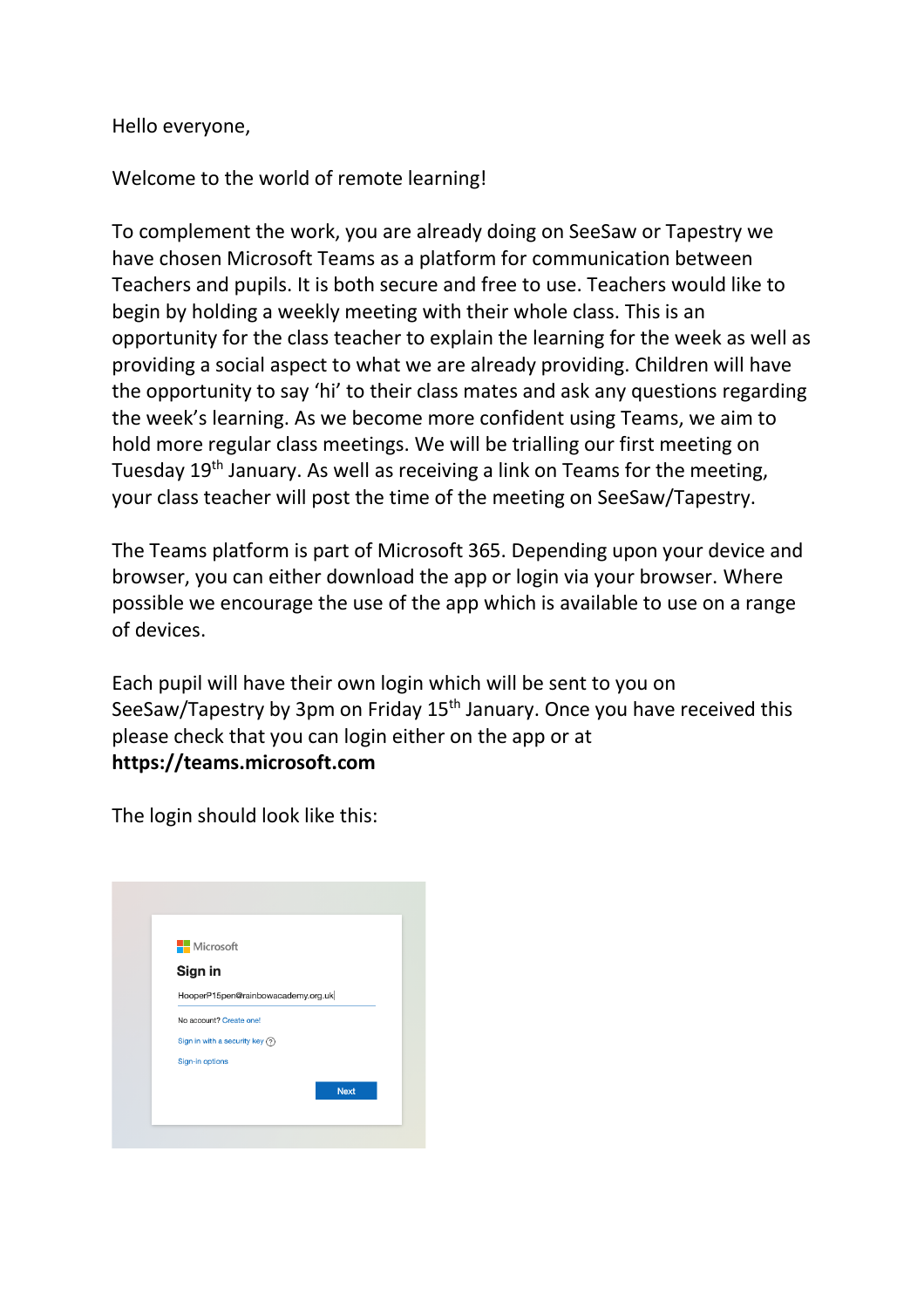Hello everyone,

Welcome to the world of remote learning!

To complement the work, you are already doing on SeeSaw or Tapestry we have chosen Microsoft Teams as a platform for communication between Teachers and pupils. It is both secure and free to use. Teachers would like to begin by holding a weekly meeting with their whole class. This is an opportunity for the class teacher to explain the learning for the week as well as providing a social aspect to what we are already providing. Children will have the opportunity to say 'hi' to their class mates and ask any questions regarding the week's learning. As we become more confident using Teams, we aim to hold more regular class meetings. We will be trialling our first meeting on Tuesday 19th January. As well as receiving a link on Teams for the meeting, your class teacher will post the time of the meeting on SeeSaw/Tapestry.

The Teams platform is part of Microsoft 365. Depending upon your device and browser, you can either download the app or login via your browser. Where possible we encourage the use of the app which is available to use on a range of devices.

Each pupil will have their own login which will be sent to you on SeeSaw/Tapestry by 3pm on Friday 15th January. Once you have received this please check that you can login either on the app or at **https://teams.microsoft.com**

The login should look like this:

Microsoft

**Sign in**

HooperP15pen@rainbowacademy.org.uk

No account? Create one!

Sign in with a security key

Sign-in options

Next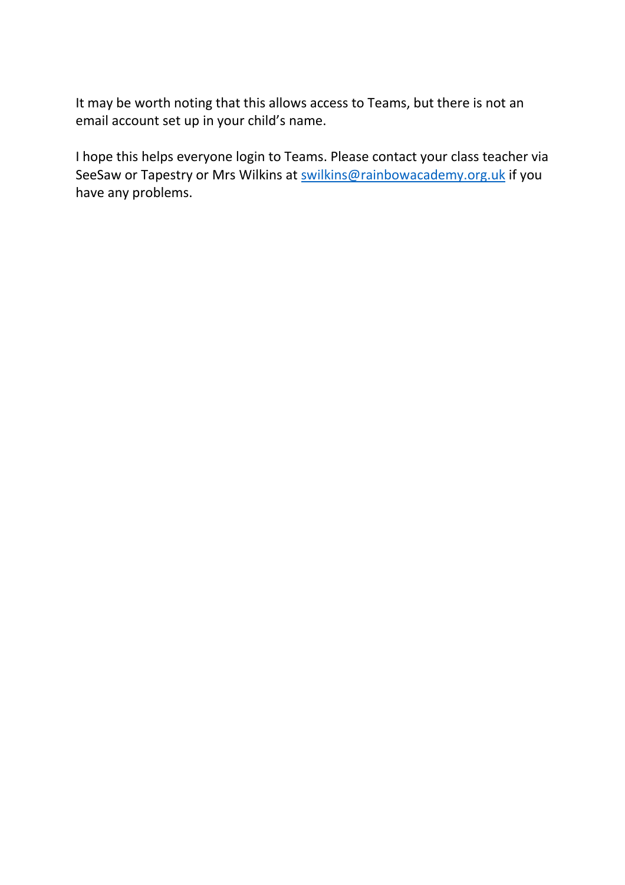It may be worth noting that this allows access to Teams, but there is not an email account set up in your child's name.

I hope this helps everyone login to Teams. Please contact your class teacher via SeeSaw or Tapestry or Mrs Wilkins at [swilkins@rainbowacademy.org.uk](mailto:swilkins@rainbowacademy.org.uk) if you have any problems.